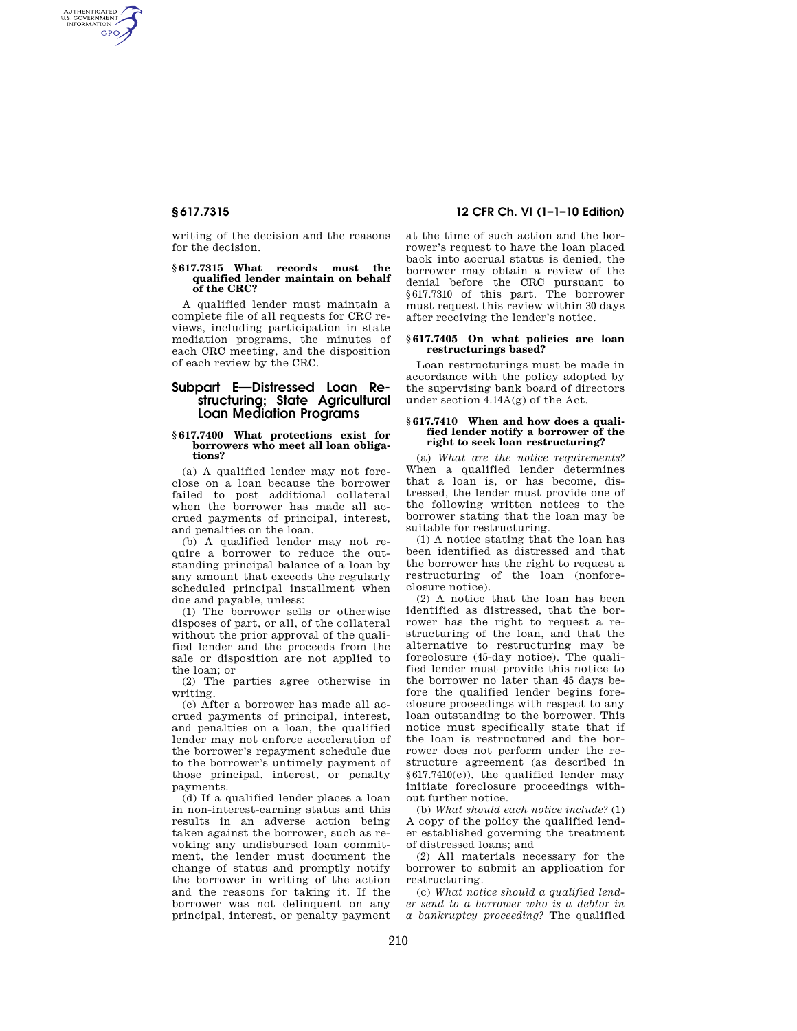writing of the decision and the reasons for the decision.

### § 617.7315 What records must the qualified lender maintain on behalf of the CRC?

A qualified lender must maintain a complete file of all requests for CRC reviews, including participation in state mediation programs, the minutes of each CRC meeting, and the disposition of each review by the CRC.

## Subpart E—Distressed Loan Restructuring; State Agricultural Loan Mediation Programs

### § 617.7400 What protections exist for borrowers who meet all loan obligations?

(a) A qualified lender may not foreclose on a loan because the borrower failed to post additional collateral when the borrower has made all accrued payments of principal, interest, and penalties on the loan.

(b) A qualified lender may not require a borrower to reduce the outstanding principal balance of a loan by any amount that exceeds the regularly scheduled principal installment when due and payable, unless:

(1) The borrower sells or otherwise disposes of part, or all, of the collateral without the prior approval of the qualified lender and the proceeds from the sale or disposition are not applied to the loan; or

(2) The parties agree otherwise in writing.

(c) After a borrower has made all accrued payments of principal, interest, and penalties on a loan, the qualified lender may not enforce acceleration of the borrower's repayment schedule due to the borrower's untimely payment of those principal, interest, or penalty payments.

(d) If a qualified lender places a loan in non-interest-earning status and this results in an adverse action being taken against the borrower, such as revoking any undisbursed loan commitment, the lender must document the change of status and promptly notify the borrower in writing of the action and the reasons for taking it. If the borrower was not delinquent on any principal, interest, or penalty payment at the time of such action and the borrower's request to have the loan placed back into accrual status is denied, the borrower may obtain a review of the denial before the CRC pursuant to §617.7310 of this part. The borrower must request this review within 30 days after receiving the lender's notice.

### § 617.7405 On what policies are loan restructurings based?

Loan restructurings must be made in accordance with the policy adopted by the supervising bank board of directors under section 4.14A(g) of the Act.

### § 617.7410 When and how does a qualified lender notify a borrower of the right to seek loan restructuring?

(a) *What are the notice requirements?* When a qualified lender determines that a loan is, or has become, distressed, the lender must provide one of the following written notices to the borrower stating that the loan may be suitable for restructuring.

(1) A notice stating that the loan has been identified as distressed and that the borrower has the right to request a restructuring of the loan (nonforeclosure notice).

(2) A notice that the loan has been identified as distressed, that the borrower has the right to request a restructuring of the loan, and that the alternative to restructuring may be foreclosure (45-day notice). The qualified lender must provide this notice to the borrower no later than 45 days before the qualified lender begins foreclosure proceedings with respect to any loan outstanding to the borrower. This notice must specifically state that if the loan is restructured and the borrower does not perform under the restructure agreement (as described in §617.7410(e)), the qualified lender may initiate foreclosure proceedings without further notice.

(b) *What should each notice include?* (1) A copy of the policy the qualified lender established governing the treatment of distressed loans; and

(2) All materials necessary for the borrower to submit an application for restructuring.

(c) *What notice should a qualified lender send to a borrower who is a debtor in a bankruptcy proceeding?* The qualified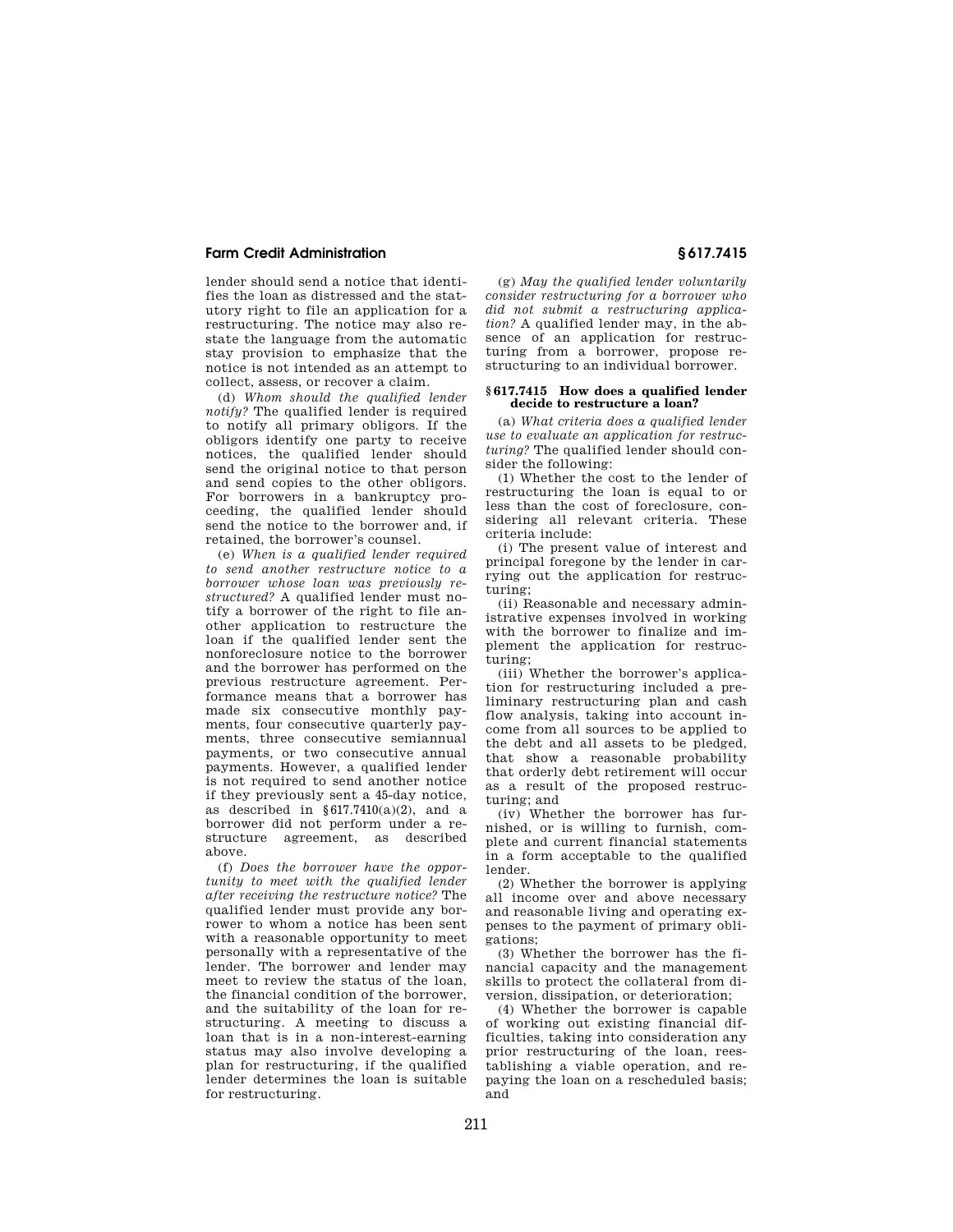lender should send a notice that identifies the loan as distressed and the statutory right to file an application for a restructuring. The notice may also restate the language from the automatic stay provision to emphasize that the notice is not intended as an attempt to collect, assess, or recover a claim.

(d) *Whom should the qualified lender notify?* The qualified lender is required to notify all primary obligors. If the obligors identify one party to receive notices, the qualified lender should send the original notice to that person and send copies to the other obligors. For borrowers in a bankruptcy proceeding, the qualified lender should send the notice to the borrower and, if retained, the borrower's counsel.

(e) *When is a qualified lender required to send another restructure notice to a borrower whose loan was previously restructured?* A qualified lender must notify a borrower of the right to file another application to restructure the loan if the qualified lender sent the nonforeclosure notice to the borrower and the borrower has performed on the previous restructure agreement. Performance means that a borrower has made six consecutive monthly payments, four consecutive quarterly payments, three consecutive semiannual payments, or two consecutive annual payments. However, a qualified lender is not required to send another notice if they previously sent a 45-day notice, as described in §617.7410(a)(2), and a borrower did not perform under a restructure agreement, as described above.

(f) *Does the borrower have the opportunity to meet with the qualified lender after receiving the restructure notice?* The qualified lender must provide any borrower to whom a notice has been sent with a reasonable opportunity to meet personally with a representative of the lender. The borrower and lender may meet to review the status of the loan, the financial condition of the borrower, and the suitability of the loan for restructuring. A meeting to discuss a loan that is in a non-interest-earning status may also involve developing a plan for restructuring, if the qualified lender determines the loan is suitable for restructuring.

(g) *May the qualified lender voluntarily consider restructuring for a borrower who did not submit a restructuring application?* A qualified lender may, in the absence of an application for restructuring from a borrower, propose restructuring to an individual borrower.

### §617.7415 How does a qualified lender decide to restructure a loan?

(a) *What criteria does a qualified lender use to evaluate an application for restructuring?* The qualified lender should consider the following:

(1) Whether the cost to the lender of restructuring the loan is equal to or less than the cost of foreclosure, considering all relevant criteria. These criteria include:

(i) The present value of interest and principal foregone by the lender in carrying out the application for restructuring;

(ii) Reasonable and necessary administrative expenses involved in working with the borrower to finalize and implement the application for restructuring;

(iii) Whether the borrower's application for restructuring included a preliminary restructuring plan and cash flow analysis, taking into account income from all sources to be applied to the debt and all assets to be pledged, that show a reasonable probability that orderly debt retirement will occur as a result of the proposed restructuring; and

(iv) Whether the borrower has furnished, or is willing to furnish, complete and current financial statements in a form acceptable to the qualified lender.

(2) Whether the borrower is applying all income over and above necessary and reasonable living and operating expenses to the payment of primary obligations;

(3) Whether the borrower has the financial capacity and the management skills to protect the collateral from diversion, dissipation, or deterioration;

(4) Whether the borrower is capable of working out existing financial difficulties, taking into consideration any prior restructuring of the loan, reestablishing a viable operation, and repaying the loan on a rescheduled basis; and